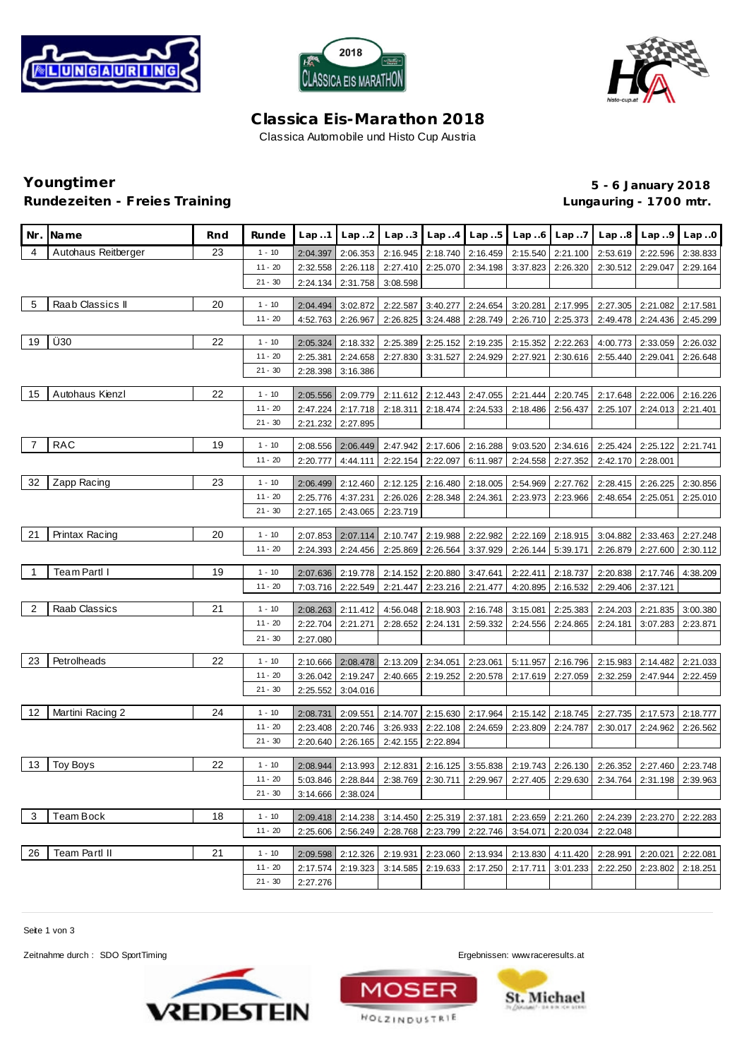# Classica Eis-Marathon 2018

Classica Automobile und Histo Cup Austria

## Youngtimer

**Rundezeiten - Freies Training**

**5 - 6 January 2018**

**Lungauring - 1700 mtr.**

| Nr. | Name | Rnd | Runde | Lap ..1 | Lap ..2 | Lap ..3 | Lap ..4 | Lap ..5 | Lap ..6 | Lap ..7 | Lap ..8 | Lap ..9 | Lap ..0 |
|---|---|---|---|---|---|---|---|---|---|---|---|---|---|
| 4 | Autohaus Reitberger | 23 | 1 - 10 | 2:04.397 | 2:06.353 | 2:16.945 | 2:18.740 | 2:16.459 | 2:15.540 | 2:21.100 | 2:53.619 | 2:22.596 | 2:38.833 |
| | | | 11 - 20 | 2:32.558 | 2:26.118 | 2:27.410 | 2:25.070 | 2:34.198 | 3:37.823 | 2:26.320 | 2:30.512 | 2:29.047 | 2:29.164 |
| | | | 21 - 30 | 2:24.134 | 2:31.758 | 3:08.598 | | | | | | | |
| 5 | Raab Classics II | 20 | 1 - 10 | 2:04.494 | 3:02.872 | 2:22.587 | 3:40.277 | 2:24.654 | 3:20.281 | 2:17.995 | 2:27.305 | 2:21.082 | 2:17.581 |
| | | | 11 - 20 | 4:52.763 | 2:26.967 | 2:26.825 | 3:24.488 | 2:28.749 | 2:26.710 | 2:25.373 | 2:49.478 | 2:24.436 | 2:45.299 |
| 19 | Ü30 | 22 | 1 - 10 | 2:05.324 | 2:18.332 | 2:25.389 | 2:25.152 | 2:19.235 | 2:15.352 | 2:22.263 | 4:00.773 | 2:33.059 | 2:26.032 |
| | | | 11 - 20 | 2:25.381 | 2:24.658 | 2:27.830 | 3:31.527 | 2:24.929 | 2:27.921 | 2:30.616 | 2:55.440 | 2:29.041 | 2:26.648 |
| | | | 21 - 30 | 2:28.398 | 3:16.386 | | | | | | | | |
| 15 | Autohaus Kienzl | 22 | 1 - 10 | 2:05.556 | 2:09.779 | 2:11.612 | 2:12.443 | 2:47.055 | 2:21.444 | 2:20.745 | 2:17.648 | 2:22.006 | 2:16.226 |
| | | | 11 - 20 | 2:47.224 | 2:17.718 | 2:18.311 | 2:18.474 | 2:24.533 | 2:18.486 | 2:56.437 | 2:25.107 | 2:24.013 | 2:21.401 |
| | | | 21 - 30 | 2:21.232 | 2:27.895 | | | | | | | | |
| 7 | RAC | 19 | 1 - 10 | 2:08.556 | 2:06.449 | 2:47.942 | 2:17.606 | 2:16.288 | 9:03.520 | 2:34.616 | 2:25.424 | 2:25.122 | 2:21.741 |
| | | | 11 - 20 | 2:20.777 | 4:44.111 | 2:22.154 | 2:22.097 | 6:11.987 | 2:24.558 | 2:27.352 | 2:42.170 | 2:28.001 | |
| 32 | Zapp Racing | 23 | 1 - 10 | 2:06.499 | 2:12.460 | 2:12.125 | 2:16.480 | 2:18.005 | 2:54.969 | 2:27.762 | 2:28.415 | 2:26.225 | 2:30.856 |
| | | | 11 - 20 | 2:25.776 | 4:37.231 | 2:26.026 | 2:28.348 | 2:24.361 | 2:23.973 | 2:23.966 | 2:48.654 | 2:25.051 | 2:25.010 |
| | | | 21 - 30 | 2:27.165 | 2:43.065 | 2:23.719 | | | | | | | |
| 21 | Printax Racing | 20 | 1 - 10 | 2:07.853 | 2:07.114 | 2:10.747 | 2:19.988 | 2:22.982 | 2:22.169 | 2:18.915 | 3:04.882 | 2:33.463 | 2:27.248 |
| | | | 11 - 20 | 2:24.393 | 2:24.456 | 2:25.869 | 2:26.564 | 3:37.929 | 2:26.144 | 5:39.171 | 2:26.879 | 2:27.600 | 2:30.112 |
| 1 | Team Partl I | 19 | 1 - 10 | 2:07.636 | 2:19.778 | 2:14.152 | 2:20.880 | 3:47.641 | 2:22.411 | 2:18.737 | 2:20.838 | 2:17.746 | 4:38.209 |
| | | | 11 - 20 | 7:03.716 | 2:22.549 | 2:21.447 | 2:23.216 | 2:21.477 | 4:20.895 | 2:16.532 | 2:29.406 | 2:37.121 | |
| 2 | Raab Classics | 21 | 1 - 10 | 2:08.263 | 2:11.412 | 4:56.048 | 2:18.903 | 2:16.748 | 3:15.081 | 2:25.383 | 2:24.203 | 2:21.835 | 3:00.380 |
| | | | 11 - 20 | 2:22.704 | 2:21.271 | 2:28.652 | 2:24.131 | 2:59.332 | 2:24.556 | 2:24.865 | 2:24.181 | 3:07.283 | 2:23.871 |
| | | | 21 - 30 | 2:27.080 | | | | | | | | | |
| 23 | Petrolheads | 22 | 1 - 10 | 2:10.666 | 2:08.478 | 2:13.209 | 2:34.051 | 2:23.061 | 5:11.957 | 2:16.796 | 2:15.983 | 2:14.482 | 2:21.033 |
| | | | 11 - 20 | 3:26.042 | 2:19.247 | 2:40.665 | 2:19.252 | 2:20.578 | 2:17.619 | 2:27.059 | 2:32.259 | 2:47.944 | 2:22.459 |
| | | | 21 - 30 | 2:25.552 | 3:04.016 | | | | | | | | |
| 12 | Martini Racing 2 | 24 | 1 - 10 | 2:08.731 | 2:09.551 | 2:14.707 | 2:15.630 | 2:17.964 | 2:15.142 | 2:18.745 | 2:27.735 | 2:17.573 | 2:18.777 |
| | | | 11 - 20 | 2:23.408 | 2:20.746 | 3:26.933 | 2:22.108 | 2:24.659 | 2:23.809 | 2:24.787 | 2:30.017 | 2:24.962 | 2:26.562 |
| | | | 21 - 30 | 2:20.640 | 2:26.165 | 2:42.155 | 2:22.894 | | | | | | |
| 13 | Toy Boys | 22 | 1 - 10 | 2:08.944 | 2:13.993 | 2:12.831 | 2:16.125 | 3:55.838 | 2:19.743 | 2:26.130 | 2:26.352 | 2:27.460 | 2:23.748 |
| | | | 11 - 20 | 5:03.846 | 2:28.844 | 2:38.769 | 2:30.711 | 2:29.967 | 2:27.405 | 2:29.630 | 2:34.764 | 2:31.198 | 2:39.963 |
| | | | 21 - 30 | 3:14.666 | 2:38.024 | | | | | | | | |
| 3 | Team Bock | 18 | 1 - 10 | 2:09.418 | 2:14.238 | 3:14.450 | 2:25.319 | 2:37.181 | 2:23.659 | 2:21.260 | 2:24.239 | 2:23.270 | 2:22.283 |
| | | | 11 - 20 | 2:25.606 | 2:56.249 | 2:28.768 | 2:23.799 | 2:22.746 | 3:54.071 | 2:20.034 | 2:22.048 | | |
| 26 | Team Partl II | 21 | 1 - 10 | 2:09.598 | 2:12.326 | 2:19.931 | 2:23.060 | 2:13.934 | 2:13.830 | 4:11.420 | 2:28.991 | 2:20.021 | 2:22.081 |
| | | | 11 - 20 | 2:17.574 | 2:19.323 | 3:14.585 | 2:19.633 | 2:17.250 | 2:17.711 | 3:01.233 | 2:22.250 | 2:23.802 | 2:18.251 |
| | | | 21 - 30 | 2:27.276 | | | | | | | | | |

Zeitnahme durch : SDO SportTiming

Ergebnissen: www.raceresults.at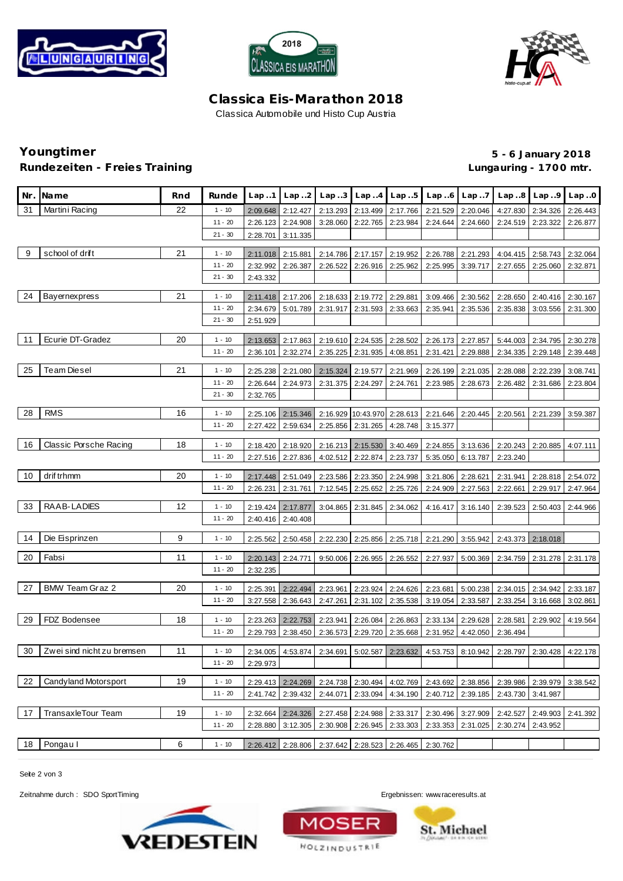# Classica Eis-Marathon 2018

Classica Automobile und Histo Cup Austria

**Youngtimer** **5 - 6 January 2018**

**Rundezeiten - Freies Training** **Lungauring - 1700 mtr.**

| Nr. | Name | Rnd | Runde | Lap ..1 | Lap ..2 | Lap ..3 | Lap ..4 | Lap ..5 | Lap ..6 | Lap ..7 | Lap ..8 | Lap ..9 | Lap ..0 |
|---|---|---|---|---|---|---|---|---|---|---|---|---|---|
| 31 | Martini Racing | 22 | 1 - 10 | 2:09.648 | 2:12.427 | 2:13.293 | 2:13.499 | 2:17.766 | 2:21.529 | 2:20.046 | 4:27.830 | 2:34.326 | 2:26.443 |
| | | | 11 - 20 | 2:26.123 | 2:24.908 | 3:28.060 | 2:22.765 | 2:23.984 | 2:24.644 | 2:24.660 | 2:24.519 | 2:23.322 | 2:26.877 |
| | | | 21 - 30 | 2:28.701 | 3:11.335 | | | | | | | | |
| 9 | school of drift | 21 | 1 - 10 | 2:11.018 | 2:15.881 | 2:14.786 | 2:17.157 | 2:19.952 | 2:26.788 | 2:21.293 | 4:04.415 | 2:58.743 | 2:32.064 |
| | | | 11 - 20 | 2:32.992 | 2:26.387 | 2:26.522 | 2:26.916 | 2:25.962 | 2:25.995 | 3:39.717 | 2:27.655 | 2:25.060 | 2:32.871 |
| | | | 21 - 30 | 2:43.332 | | | | | | | | | |
| 24 | Bayernexpress | 21 | 1 - 10 | 2:11.418 | 2:17.206 | 2:18.633 | 2:19.772 | 2:29.881 | 3:09.466 | 2:30.562 | 2:28.650 | 2:40.416 | 2:30.167 |
| | | | 11 - 20 | 2:34.679 | 5:01.789 | 2:31.917 | 2:31.593 | 2:33.663 | 2:35.941 | 2:35.536 | 2:35.838 | 3:03.556 | 2:31.300 |
| | | | 21 - 30 | 2:51.929 | | | | | | | | | |
| 11 | Ecurie DT-Gradez | 20 | 1 - 10 | 2:13.653 | 2:17.863 | 2:19.610 | 2:24.535 | 2:28.502 | 2:26.173 | 2:27.857 | 5:44.003 | 2:34.795 | 2:30.278 |
| | | | 11 - 20 | 2:36.101 | 2:32.274 | 2:35.225 | 2:31.935 | 4:08.851 | 2:31.421 | 2:29.888 | 2:34.335 | 2:29.148 | 2:39.448 |
| 25 | Team Diesel | 21 | 1 - 10 | 2:25.238 | 2:21.080 | 2:15.324 | 2:19.577 | 2:21.969 | 2:26.199 | 2:21.035 | 2:28.088 | 2:22.239 | 3:08.741 |
| | | | 11 - 20 | 2:26.644 | 2:24.973 | 2:31.375 | 2:24.297 | 2:24.761 | 2:23.985 | 2:28.673 | 2:26.482 | 2:31.686 | 2:23.804 |
| | | | 21 - 30 | 2:32.765 | | | | | | | | | |
| 28 | RMS | 16 | 1 - 10 | 2:25.106 | 2:15.346 | 2:16.929 | 10:43.970 | 2:28.613 | 2:21.646 | 2:20.445 | 2:20.561 | 2:21.239 | 3:59.387 |
| | | | 11 - 20 | 2:27.422 | 2:59.634 | 2:25.856 | 2:31.265 | 4:28.748 | 3:15.377 | | | | |
| 16 | Classic Porsche Racing | 18 | 1 - 10 | 2:18.420 | 2:18.920 | 2:16.213 | 2:15.530 | 3:40.469 | 2:24.855 | 3:13.636 | 2:20.243 | 2:20.885 | 4:07.111 |
| | | | 11 - 20 | 2:27.516 | 2:27.836 | 4:02.512 | 2:22.874 | 2:23.737 | 5:35.050 | 6:13.787 | 2:23.240 | | |
| 10 | driftrhmm | 20 | 1 - 10 | 2:17.448 | 2:51.049 | 2:23.586 | 2:23.350 | 2:24.998 | 3:21.806 | 2:28.621 | 2:31.941 | 2:28.818 | 2:54.072 |
| | | | 11 - 20 | 2:26.231 | 2:31.761 | 7:12.545 | 2:25.652 | 2:25.726 | 2:24.909 | 2:27.563 | 2:22.661 | 2:29.917 | 2:47.964 |
| 33 | RAAB-LADIES | 12 | 1 - 10 | 2:19.424 | 2:17.877 | 3:04.865 | 2:31.845 | 2:34.062 | 4:16.417 | 3:16.140 | 2:39.523 | 2:50.403 | 2:44.966 |
| | | | 11 - 20 | 2:40.416 | 2:40.408 | | | | | | | | |
| 14 | Die Eisprinzen | 9 | 1 - 10 | 2:25.562 | 2:50.458 | 2:22.230 | 2:25.856 | 2:25.718 | 2:21.290 | 3:55.942 | 2:43.373 | 2:18.018 | |
| 20 | Fabsi | 11 | 1 - 10 | 2:20.143 | 2:24.771 | 9:50.006 | 2:26.955 | 2:26.552 | 2:27.937 | 5:00.369 | 2:34.759 | 2:31.278 | 2:31.178 |
| | | | 11 - 20 | 2:32.235 | | | | | | | | | |
| 27 | BMW Team Graz 2 | 20 | 1 - 10 | 2:25.391 | 2:22.494 | 2:23.961 | 2:23.924 | 2:24.626 | 2:23.681 | 5:00.238 | 2:34.015 | 2:34.942 | 2:33.187 |
| | | | 11 - 20 | 3:27.558 | 2:36.643 | 2:47.261 | 2:31.102 | 2:35.538 | 3:19.054 | 2:33.587 | 2:33.254 | 3:16.668 | 3:02.861 |
| 29 | FDZ Bodensee | 18 | 1 - 10 | 2:23.263 | 2:22.753 | 2:23.941 | 2:26.084 | 2:26.863 | 2:33.134 | 2:29.628 | 2:28.581 | 2:29.902 | 4:19.564 |
| | | | 11 - 20 | 2:29.793 | 2:38.450 | 2:36.573 | 2:29.720 | 2:35.668 | 2:31.952 | 4:42.050 | 2:36.494 | | |
| 30 | Zwei sind nicht zu bremsen | 11 | 1 - 10 | 2:34.005 | 4:53.874 | 2:34.691 | 5:02.587 | 2:23.632 | 4:53.753 | 8:10.942 | 2:28.797 | 2:30.428 | 4:22.178 |
| | | | 11 - 20 | 2:29.973 | | | | | | | | | |
| 22 | Candyland Motorsport | 19 | 1 - 10 | 2:29.413 | 2:24.269 | 2:24.738 | 2:30.494 | 4:02.769 | 2:43.692 | 2:38.856 | 2:39.986 | 2:39.979 | 3:38.542 |
| | | | 11 - 20 | 2:41.742 | 2:39.432 | 2:44.071 | 2:33.094 | 4:34.190 | 2:40.712 | 2:39.185 | 2:43.730 | 3:41.987 | |
| 17 | TransaxleTour Team | 19 | 1 - 10 | 2:32.664 | 2:24.326 | 2:27.458 | 2:24.988 | 2:33.317 | 2:30.496 | 3:27.909 | 2:42.527 | 2:49.903 | 2:41.392 |
| | | | 11 - 20 | 2:28.880 | 3:12.305 | 2:30.908 | 2:26.945 | 2:33.303 | 2:33.353 | 2:31.025 | 2:30.274 | 2:43.952 | |
| 18 | Pongau I | 6 | 1 - 10 | 2:26.412 | 2:28.806 | 2:37.642 | 2:28.523 | 2:26.465 | 2:30.762 | | | | |

Zeitnahme durch : SDO SportTiming

Ergebnissen: www.raceresults.at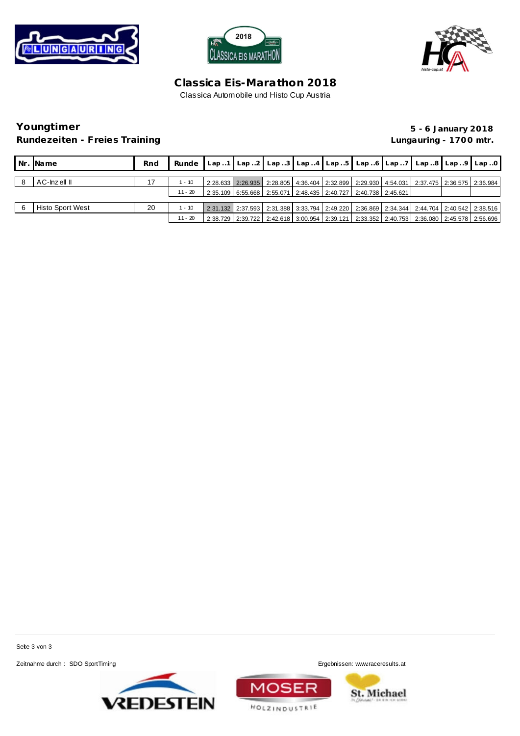# Classica Eis-Marathon 2018

Classica Automobile und Histo Cup Austria

**Youngtimer**

**Rundezeiten - Freies Training**

**5 - 6 January 2018**

**Lungauring - 1700 mtr.**

| Nr. | Name | Rnd | Runde | Lap ..1 | Lap ..2 | Lap ..3 | Lap ..4 | Lap ..5 | Lap ..6 | Lap ..7 | Lap ..8 | Lap ..9 | Lap ..0 |
|---|---|---|---|---|---|---|---|---|---|---|---|---|---|
| 8 | AC-Inzell II | 17 | 1 - 10 | 2:28.633 | 2:26.935 | 2:28.805 | 4:36.404 | 2:32.899 | 2:29.930 | 4:54.031 | 2:37.475 | 2:36.575 | 2:36.984 |
| | | | 11 - 20 | 2:35.109 | 6:55.668 | 2:55.071 | 2:48.435 | 2:40.727 | 2:40.738 | 2:45.621 | | | |
| 6 | Histo Sport West | 20 | 1 - 10 | 2:31.132 | 2:37.593 | 2:31.388 | 3:33.794 | 2:49.220 | 2:36.869 | 2:34.344 | 2:44.704 | 2:40.542 | 2:38.516 |
| | | | 11 - 20 | 2:38.729 | 2:39.722 | 2:42.618 | 3:00.954 | 2:39.121 | 2:33.352 | 2:40.753 | 2:36.080 | 2:45.578 | 2:56.696 |

Zeitnahme durch : SDO SportTiming

Ergebnissen: www.raceresults.at